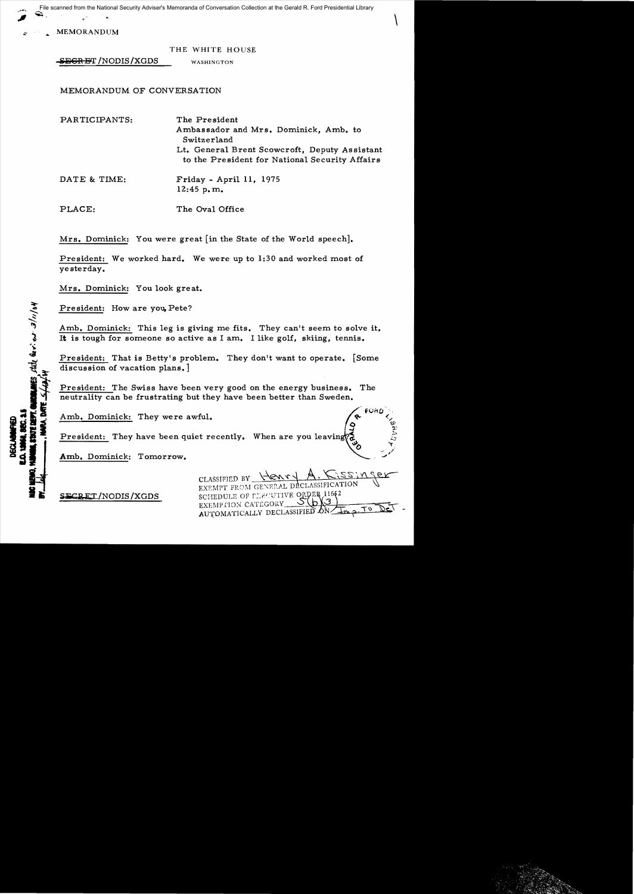File scanned from the National Security Adviser's Memoranda of Conversation Collection at the Gerald R. Ford Presidential Library

MEMORANDUM

THE WHITE HOUSE

SECRET/NODIS/XGDS WASHINGTON

MEMORANDUM OF CONVERSATION

PARTICIPANTS: The President
Ambassador and Mrs. Dominick, Amb. to Switzerland
Lt. General Brent Scowcroft, Deputy Assistant to the President for National Security Affairs

DATE & TIME: Friday - April 11, 1975
12:45 p.m.

PLACE: The Oval Office

Mrs. Dominick: You were great [in the State of the World speech].

President: We worked hard. We were up to 1:30 and worked most of yesterday.

Mrs. Dominick: You look great.

President: How are you, Pete?

Amb. Dominick: This leg is giving me fits. They can't seem to solve it. It is tough for someone so active as I am. I like golf, skiing, tennis.

President: That is Betty's problem. They don't want to operate. [Some discussion of vacation plans.]

President: The Swiss have been very good on the energy business. The neutrality can be frustrating but they have been better than Sweden.

Amb. Dominick: They were awful.

President: They have been quiet recently. When are you leaving?

Amb. Dominick: Tomorrow.

DECLASSIFIED
E.O. 12958, SEC. 3.5
NSC MEMO, 11/24/98, STATE DEPT. GUIDELINES, State Rev. 3/11/04
BY ___, NARA, DATE 5/18/04

SECRET/NODIS/XGDS

CLASSIFIED BY Henry A. Kissinger
EXEMPT FROM GENERAL DECLASSIFICATION SCHEDULE OF EXECUTIVE ORDER 11652
EXEMPTION CATEGORY 5(b)(3)
AUTOMATICALLY DECLASSIFIED ON Imp. to Det.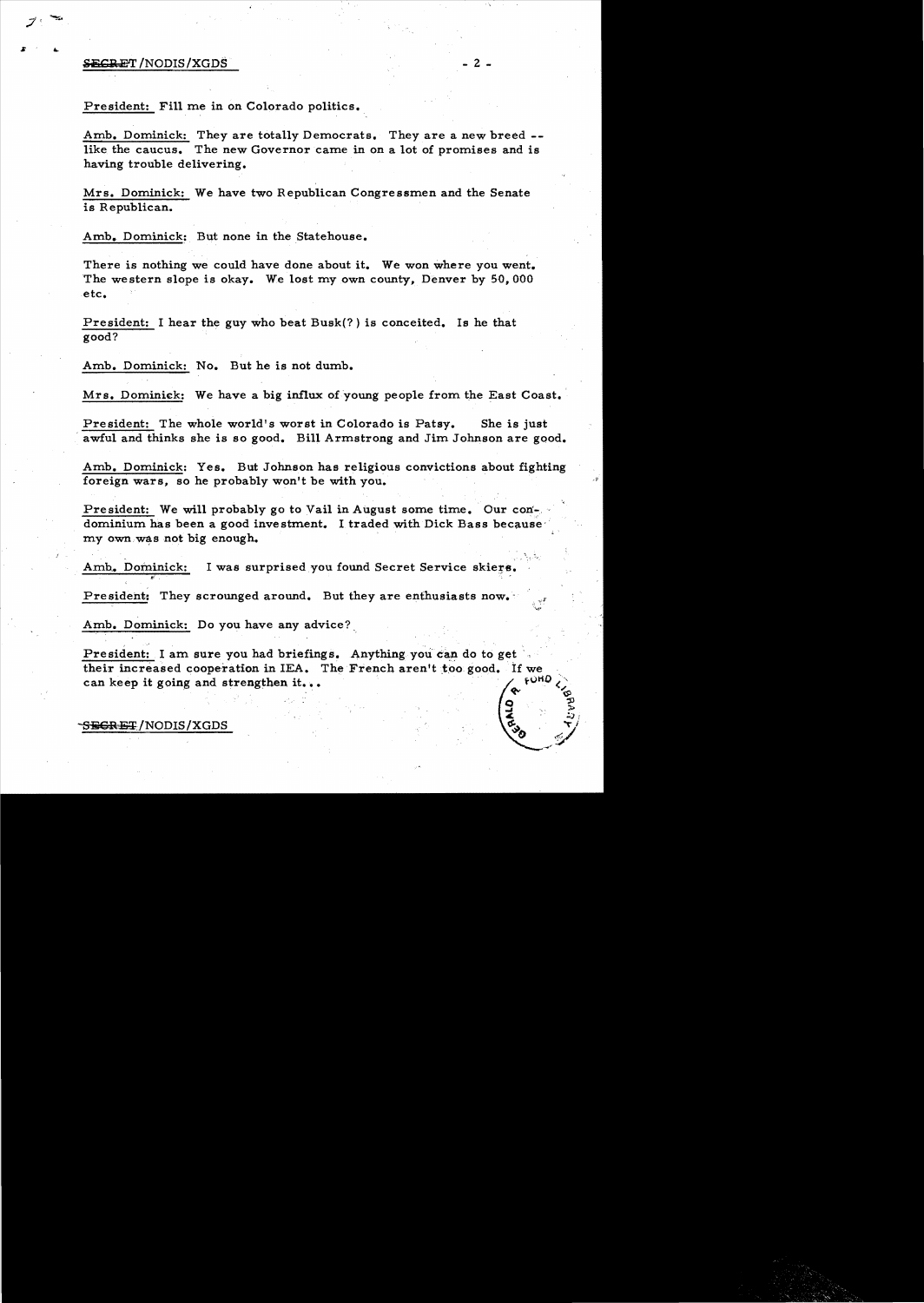President: Fill me in on Colorado politics.

Amb. Dominick: They are totally Democrats. They are a new breed -- like the caucus. The new Governor came in on a lot of promises and is having trouble delivering.

Mrs. Dominick: We have two Republican Congressmen and the Senate is Republican.

Amb. Dominick: But none in the Statehouse.

There is nothing we could have done about it. We won where you went. The western slope is okay. We lost my own county, Denver by 50,000 etc.

President: I hear the guy who beat Busk(?) is conceited. Is he that good?

Amb. Dominick: No. But he is not dumb.

Mrs. Dominick: We have a big influx of young people from the East Coast.

President: The whole world's worst in Colorado is Patsy. She is just awful and thinks she is so good. Bill Armstrong and Jim Johnson are good.

Amb. Dominick: Yes. But Johnson has religious convictions about fighting foreign wars, so he probably won't be with you.

President: We will probably go to Vail in August some time. Our condominium has been a good investment. I traded with Dick Bass because my own was not big enough.

Amb. Dominick: I was surprised you found Secret Service skiers.

President: They scrounged around. But they are enthusiasts now.

Amb. Dominick: Do you have any advice?

President: I am sure you had briefings. Anything you can do to get their increased cooperation in IEA. The French aren't too good. If we can keep it going and strengthen it...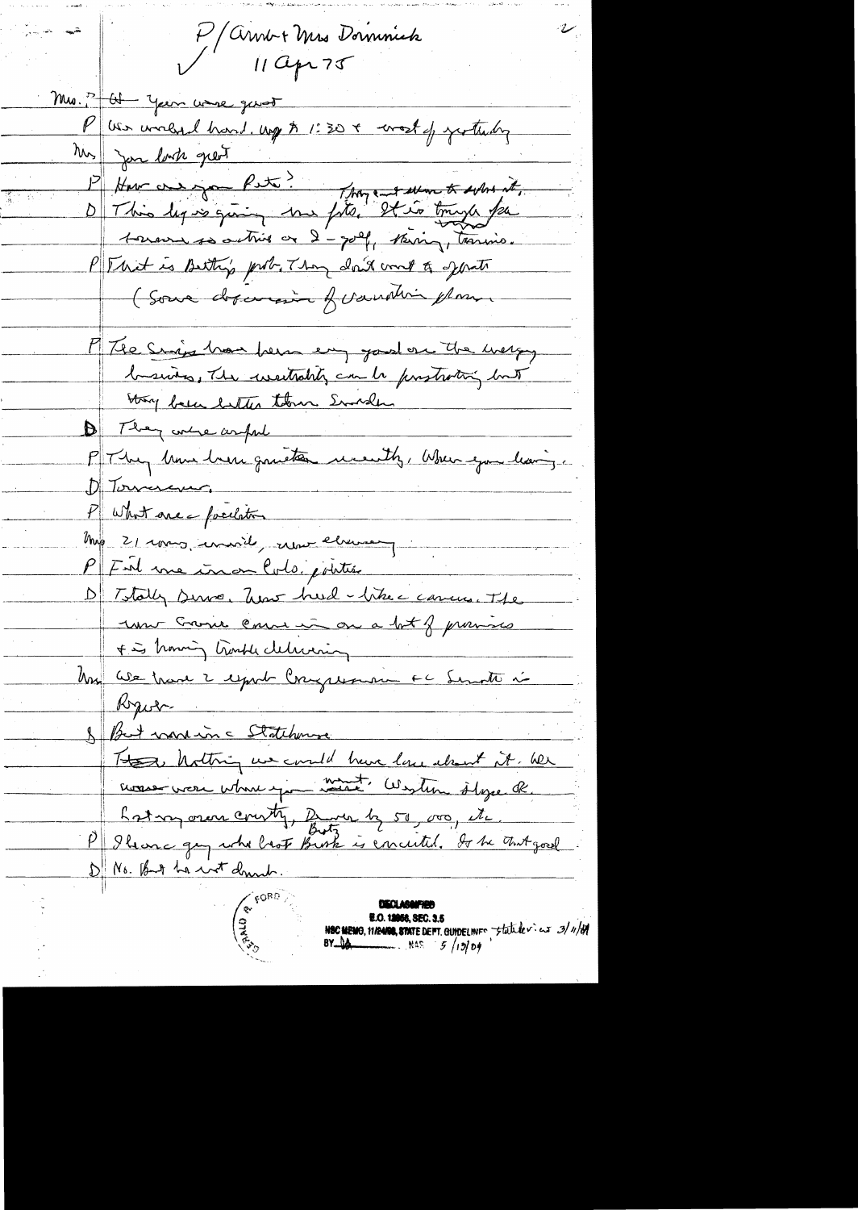P/ Amb + Mrs Dominick
11 Apr 75

Mrs. P It Your were great

P We worked hard. Up to 1:30 & most of yesterday

Mrs You look great

P How are your Pete? They cant seem to solve it.

D This leg is giving me fits. It is tough for a former sports are I - golf, skiing, tennis.

P That is Betty's prob. They don't want to operate

(Some discussion of vacation plans.

P The Swiss have been very good on the energy business. The neutrality can be frustrating but they have been better than Sweden

D They were awful

P They have been quieter recently. When you leaving.

D Tomorrow.

P What are facilities

Mrs 21 rooms, [illegible], new elevator

P Fill me in on Colo. politics

D Totally Demo. New breed - like a cancer. The new Gov came in on a lot of promises & is having trouble delivering

Mrs We have 2 expert Congressman & a Senator in Roger

D But [illegible] in Statehouse

There [illegible] nothing we could have done about it. We [illegible] were where you [illegible] Western slope OK. Lost my own county, Denver by 50,000, etc.

P I hear a guy who lost Botz Bush is [illegible]. Is he that good

D No. But he [illegible] dumb.

DECLASSIFIED
E.O. 12958, SEC. 3.5
NSC MEMO, 11/24/98, STATE DEPT. GUIDELINES State Rev. 3/11/04
BY [illegible] NARA 5/13/04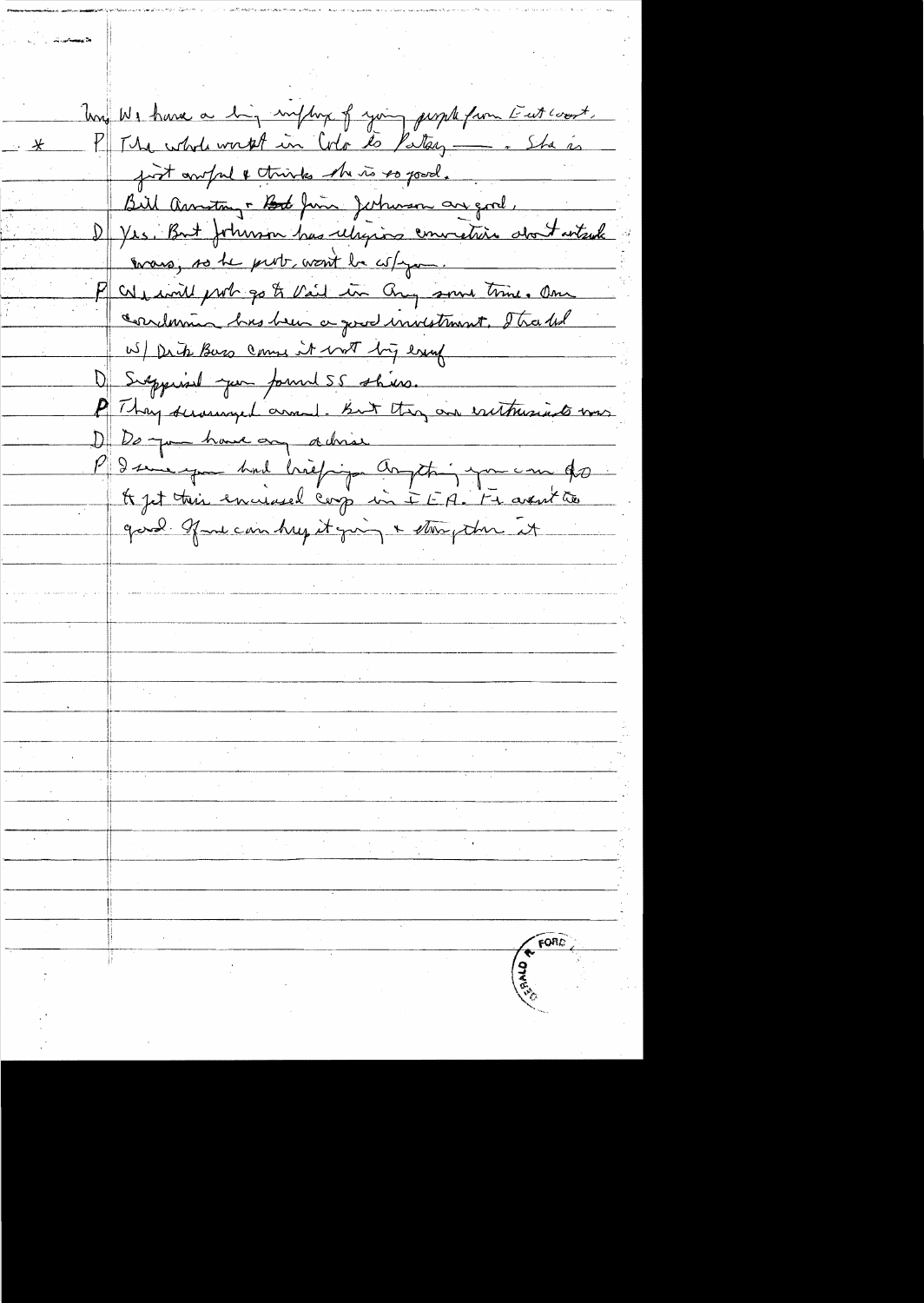Ing We have a big inflow of young people from East Coast.

\* P The whole world in Colo to Vail/Patsy ___ . She is just awful & thinks she is so good.

Bill Armstrong & ~~Bob~~ Jim Johnson are good.

D Yes. But Johnson has religious convictions about [illegible] wars, so he prob. won't be w/you.

P We will prob go to Vail in Aug some time. Our condominium has been a good investment. I traded w/ Dick Bass cause it wasn't big enough

D Surprised you found SS skiers.

P They scrounged around. But they are enthusiasts now.

D Do you have any advice

P I sure you had briefings. Anything you can do to get their increased coop in IEA. It's aren't too good. If we can keep it going & strengthen it